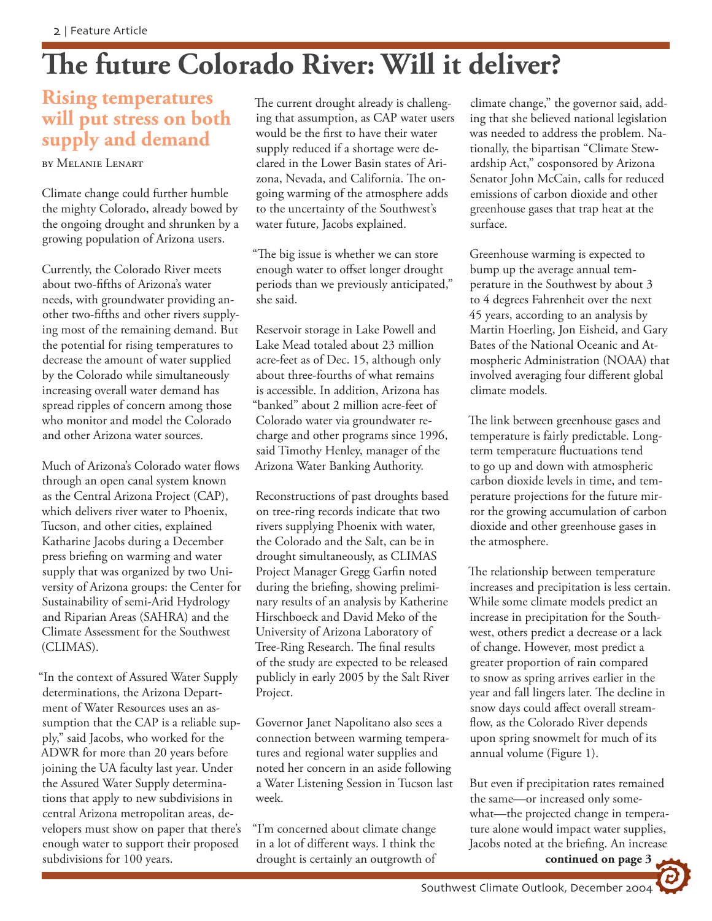# The future Colorado River: Will it deliver?

## Rising temperatures will put stress on both supply and demand

by Melanie Lenart

Climate change could further humble the mighty Colorado, already bowed by the ongoing drought and shrunken by a growing population of Arizona users.

Currently, the Colorado River meets about two-fifths of Arizona's water needs, with groundwater providing another two-fifths and other rivers supplying most of the remaining demand. But the potential for rising temperatures to decrease the amount of water supplied by the Colorado while simultaneously increasing overall water demand has spread ripples of concern among those who monitor and model the Colorado and other Arizona water sources.

Much of Arizona's Colorado water flows through an open canal system known as the Central Arizona Project (CAP), which delivers river water to Phoenix, Tucson, and other cities, explained Katharine Jacobs during a December press briefing on warming and water supply that was organized by two University of Arizona groups: the Center for Sustainability of semi-Arid Hydrology and Riparian Areas (SAHRA) and the Climate Assessment for the Southwest (CLIMAS).

"In the context of Assured Water Supply determinations, the Arizona Department of Water Resources uses an assumption that the CAP is a reliable supply," said Jacobs, who worked for the ADWR for more than 20 years before joining the UA faculty last year. Under the Assured Water Supply determinations that apply to new subdivisions in central Arizona metropolitan areas, developers must show on paper that there's enough water to support their proposed subdivisions for 100 years.

The current drought already is challenging that assumption, as CAP water users would be the first to have their water supply reduced if a shortage were declared in the Lower Basin states of Arizona, Nevada, and California. The ongoing warming of the atmosphere adds to the uncertainty of the Southwest's water future, Jacobs explained.

"The big issue is whether we can store enough water to offset longer drought periods than we previously anticipated," she said.

Reservoir storage in Lake Powell and Lake Mead totaled about 23 million acre-feet as of Dec. 15, although only about three-fourths of what remains is accessible. In addition, Arizona has "banked" about 2 million acre-feet of Colorado water via groundwater recharge and other programs since 1996, said Timothy Henley, manager of the Arizona Water Banking Authority.

Reconstructions of past droughts based on tree-ring records indicate that two rivers supplying Phoenix with water, the Colorado and the Salt, can be in drought simultaneously, as CLIMAS Project Manager Gregg Garfin noted during the briefing, showing preliminary results of an analysis by Katherine Hirschboeck and David Meko of the University of Arizona Laboratory of Tree-Ring Research. The final results of the study are expected to be released publicly in early 2005 by the Salt River Project.

Governor Janet Napolitano also sees a connection between warming temperatures and regional water supplies and noted her concern in an aside following a Water Listening Session in Tucson last week.

"I'm concerned about climate change in a lot of different ways. I think the drought is certainly an outgrowth of climate change," the governor said, adding that she believed national legislation was needed to address the problem. Nationally, the bipartisan "Climate Stewardship Act," cosponsored by Arizona Senator John McCain, calls for reduced emissions of carbon dioxide and other greenhouse gases that trap heat at the surface.

Greenhouse warming is expected to bump up the average annual temperature in the Southwest by about 3 to 4 degrees Fahrenheit over the next 45 years, according to an analysis by Martin Hoerling, Jon Eisheid, and Gary Bates of the National Oceanic and Atmospheric Administration (NOAA) that involved averaging four different global climate models.

The link between greenhouse gases and temperature is fairly predictable. Long-term temperature fluctuations tend to go up and down with atmospheric carbon dioxide levels in time, and temperature projections for the future mirror the growing accumulation of carbon dioxide and other greenhouse gases in the atmosphere.

The relationship between temperature increases and precipitation is less certain. While some climate models predict an increase in precipitation for the Southwest, others predict a decrease or a lack of change. However, most predict a greater proportion of rain compared to snow as spring arrives earlier in the year and fall lingers later. The decline in snow days could affect overall streamflow, as the Colorado River depends upon spring snowmelt for much of its annual volume (Figure 1).

But even if precipitation rates remained the same—or increased only somewhat—the projected change in temperature alone would impact water supplies, Jacobs noted at the briefing. An increase

**continued on page 3**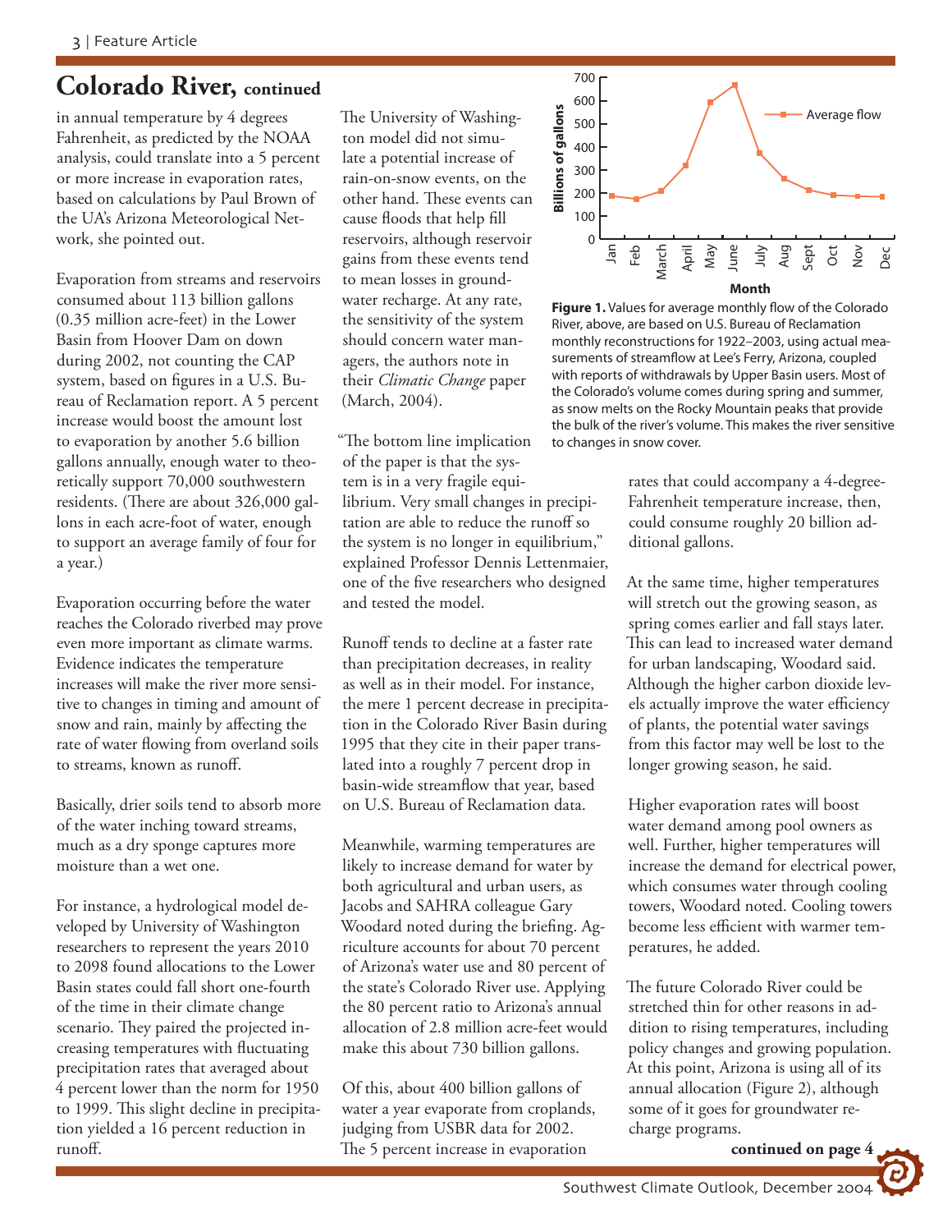## Colorado River, continued

in annual temperature by 4 degrees Fahrenheit, as predicted by the NOAA analysis, could translate into a 5 percent or more increase in evaporation rates, based on calculations by Paul Brown of the UA's Arizona Meteorological Network, she pointed out.

Evaporation from streams and reservoirs consumed about 113 billion gallons (0.35 million acre-feet) in the Lower Basin from Hoover Dam on down during 2002, not counting the CAP system, based on figures in a U.S. Bureau of Reclamation report. A 5 percent increase would boost the amount lost to evaporation by another 5.6 billion gallons annually, enough water to theoretically support 70,000 southwestern residents. (There are about 326,000 gallons in each acre-foot of water, enough to support an average family of four for a year.)

Evaporation occurring before the water reaches the Colorado riverbed may prove even more important as climate warms. Evidence indicates the temperature increases will make the river more sensitive to changes in timing and amount of snow and rain, mainly by affecting the rate of water flowing from overland soils to streams, known as runoff.

Basically, drier soils tend to absorb more of the water inching toward streams, much as a dry sponge captures more moisture than a wet one.

For instance, a hydrological model developed by University of Washington researchers to represent the years 2010 to 2098 found allocations to the Lower Basin states could fall short one-fourth of the time in their climate change scenario. They paired the projected increasing temperatures with fluctuating precipitation rates that averaged about 4 percent lower than the norm for 1950 to 1999. This slight decline in precipitation yielded a 16 percent reduction in runoff.

The University of Washington model did not simulate a potential increase of rain-on-snow events, on the other hand. These events can cause floods that help fill reservoirs, although reservoir gains from these events tend to mean losses in groundwater recharge. At any rate, the sensitivity of the system should concern water managers, the authors note in their *Climatic Change* paper (March, 2004).

"The bottom line implication of the paper is that the system is in a very fragile equilibrium. Very small changes in precipitation are able to reduce the runoff so the system is no longer in equilibrium," explained Professor Dennis Lettenmaier, one of the five researchers who designed and tested the model.

Runoff tends to decline at a faster rate than precipitation decreases, in reality as well as in their model. For instance, the mere 1 percent decrease in precipitation in the Colorado River Basin during 1995 that they cite in their paper translated into a roughly 7 percent drop in basin-wide streamflow that year, based on U.S. Bureau of Reclamation data.

Meanwhile, warming temperatures are likely to increase demand for water by both agricultural and urban users, as Jacobs and SAHRA colleague Gary Woodard noted during the briefing. Agriculture accounts for about 70 percent of Arizona's water use and 80 percent of the state's Colorado River use. Applying the 80 percent ratio to Arizona's annual allocation of 2.8 million acre-feet would make this about 730 billion gallons.

Of this, about 400 billion gallons of water a year evaporate from croplands, judging from USBR data for 2002. The 5 percent increase in evaporation rates that could accompany a 4-degree-Fahrenheit temperature increase, then, could consume roughly 20 billion additional gallons.

**Figure 1.** Values for average monthly flow of the Colorado River, above, are based on U.S. Bureau of Reclamation monthly reconstructions for 1922–2003, using actual measurements of streamflow at Lee's Ferry, Arizona, coupled with reports of withdrawals by Upper Basin users. Most of the Colorado's volume comes during spring and summer, as snow melts on the Rocky Mountain peaks that provide the bulk of the river's volume. This makes the river sensitive to changes in snow cover.

At the same time, higher temperatures will stretch out the growing season, as spring comes earlier and fall stays later. This can lead to increased water demand for urban landscaping, Woodard said. Although the higher carbon dioxide levels actually improve the water efficiency of plants, the potential water savings from this factor may well be lost to the longer growing season, he said.

Higher evaporation rates will boost water demand among pool owners as well. Further, higher temperatures will increase the demand for electrical power, which consumes water through cooling towers, Woodard noted. Cooling towers become less efficient with warmer temperatures, he added.

The future Colorado River could be stretched thin for other reasons in addition to rising temperatures, including policy changes and growing population. At this point, Arizona is using all of its annual allocation (Figure 2), although some of it goes for groundwater recharge programs.

**continued on page 4**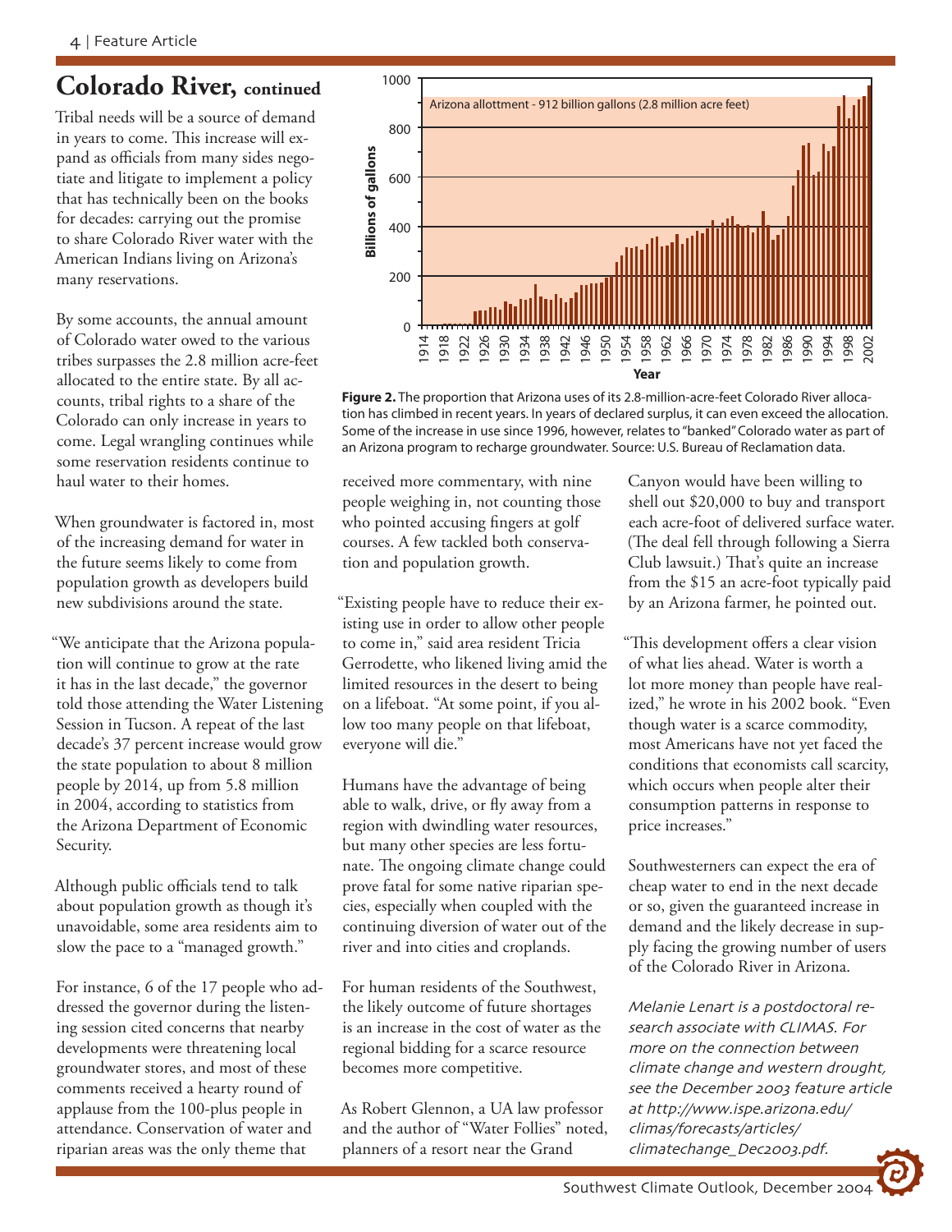# Colorado River, continued

Tribal needs will be a source of demand in years to come. This increase will expand as officials from many sides negotiate and litigate to implement a policy that has technically been on the books for decades: carrying out the promise to share Colorado River water with the American Indians living on Arizona's many reservations.

By some accounts, the annual amount of Colorado water owed to the various tribes surpasses the 2.8 million acre-feet allocated to the entire state. By all accounts, tribal rights to a share of the Colorado can only increase in years to come. Legal wrangling continues while some reservation residents continue to haul water to their homes.

When groundwater is factored in, most of the increasing demand for water in the future seems likely to come from population growth as developers build new subdivisions around the state.

"We anticipate that the Arizona population will continue to grow at the rate it has in the last decade," the governor told those attending the Water Listening Session in Tucson. A repeat of the last decade's 37 percent increase would grow the state population to about 8 million people by 2014, up from 5.8 million in 2004, according to statistics from the Arizona Department of Economic Security.

Although public officials tend to talk about population growth as though it's unavoidable, some area residents aim to slow the pace to a "managed growth."

For instance, 6 of the 17 people who addressed the governor during the listening session cited concerns that nearby developments were threatening local groundwater stores, and most of these comments received a hearty round of applause from the 100-plus people in attendance. Conservation of water and riparian areas was the only theme that received more commentary, with nine people weighing in, not counting those who pointed accusing fingers at golf courses. A few tackled both conservation and population growth.

"Existing people have to reduce their existing use in order to allow other people to come in," said area resident Tricia Gerrodette, who likened living amid the limited resources in the desert to being on a lifeboat. "At some point, if you allow too many people on that lifeboat, everyone will die."

Humans have the advantage of being able to walk, drive, or fly away from a region with dwindling water resources, but many other species are less fortunate. The ongoing climate change could prove fatal for some native riparian species, especially when coupled with the continuing diversion of water out of the river and into cities and croplands.

For human residents of the Southwest, the likely outcome of future shortages is an increase in the cost of water as the regional bidding for a scarce resource becomes more competitive.

As Robert Glennon, a UA law professor and the author of "Water Follies" noted, planners of a resort near the Grand Canyon would have been willing to shell out $20,000 to buy and transport each acre-foot of delivered surface water. (The deal fell through following a Sierra Club lawsuit.) That's quite an increase from the $15 an acre-foot typically paid by an Arizona farmer, he pointed out.

"This development offers a clear vision of what lies ahead. Water is worth a lot more money than people have realized," he wrote in his 2002 book. "Even though water is a scarce commodity, most Americans have not yet faced the conditions that economists call scarcity, which occurs when people alter their consumption patterns in response to price increases."

Southwesterners can expect the era of cheap water to end in the next decade or so, given the guaranteed increase in demand and the likely decrease in supply facing the growing number of users of the Colorado River in Arizona.

*Melanie Lenart is a postdoctoral research associate with CLIMAS. For more on the connection between climate change and western drought, see the December 2003 feature article at http://www.ispe.arizona.edu/climas/forecasts/articles/climatechange_Dec2003.pdf.*

Arizona allottment - 912 billion gallons (2.8 million acre feet)

Billions of gallons

0
200
400
600
800
1000

Year

1914 1918 1922 1926 1930 1934 1938 1942 1946 1950 1954 1958 1962 1966 1970 1974 1978 1982 1986 1990 1994 1998 2002

**Figure 2.** The proportion that Arizona uses of its 2.8-million-acre-feet Colorado River allocation has climbed in recent years. In years of declared surplus, it can even exceed the allocation. Some of the increase in use since 1996, however, relates to "banked" Colorado water as part of an Arizona program to recharge groundwater. Source: U.S. Bureau of Reclamation data.